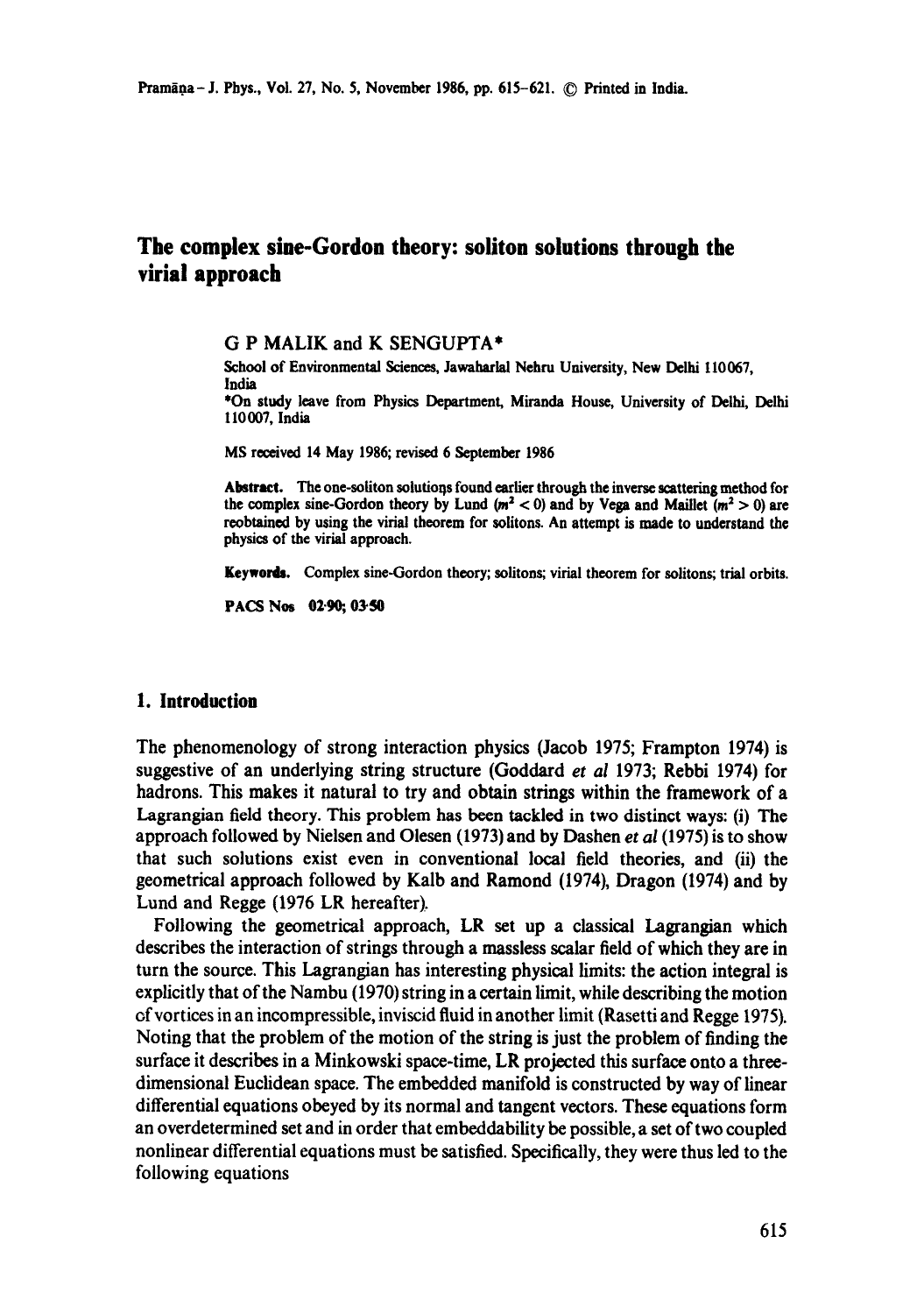# The complex sine-Gordon theory: soliton solutions through the virial approach

G P MALIK and K SENGUPTA*

School of Environmental Sciences, Jawaharlal Nehru University, New Delhi 110067, India

*On study leave from Physics Department, Miranda House, University of Delhi, Delhi 110007, India

MS received 14 May 1986; revised 6 September 1986

**Abstract.** The one-soliton solutions found earlier through the inverse scattering method for the complex sine-Gordon theory by Lund ($m^2 < 0$) and by Vega and Maillet ($m^2 > 0$) are reobtained by using the virial theorem for solitons. An attempt is made to understand the physics of the virial approach.

**Keywords.** Complex sine-Gordon theory; solitons; virial theorem for solitons; trial orbits.

**PACS Nos** 02·90; 03·50

## 1. Introduction

The phenomenology of strong interaction physics (Jacob 1975; Frampton 1974) is suggestive of an underlying string structure (Goddard *et al* 1973; Rebbi 1974) for hadrons. This makes it natural to try and obtain strings within the framework of a Lagrangian field theory. This problem has been tackled in two distinct ways: (i) The approach followed by Nielsen and Olesen (1973) and by Dashen *et al* (1975) is to show that such solutions exist even in conventional local field theories, and (ii) the geometrical approach followed by Kalb and Ramond (1974), Dragon (1974) and by Lund and Regge (1976 LR hereafter).

Following the geometrical approach, LR set up a classical Lagrangian which describes the interaction of strings through a massless scalar field of which they are in turn the source. This Lagrangian has interesting physical limits: the action integral is explicitly that of the Nambu (1970) string in a certain limit, while describing the motion of vortices in an incompressible, inviscid fluid in another limit (Rasetti and Regge 1975). Noting that the problem of the motion of the string is just the problem of finding the surface it describes in a Minkowski space-time, LR projected this surface onto a three-dimensional Euclidean space. The embedded manifold is constructed by way of linear differential equations obeyed by its normal and tangent vectors. These equations form an overdetermined set and in order that embeddability be possible, a set of two coupled nonlinear differential equations must be satisfied. Specifically, they were thus led to the following equations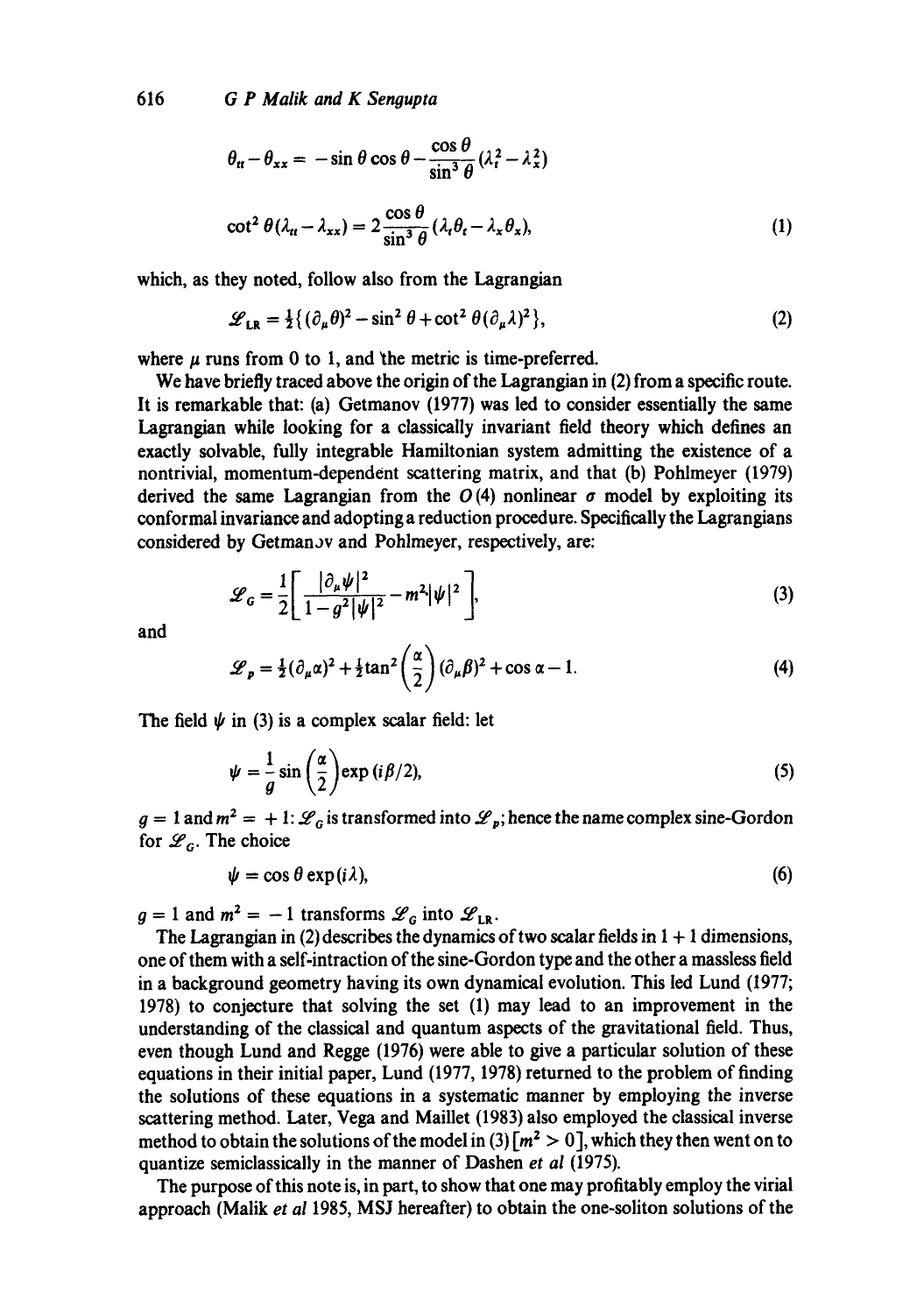$$\theta_{tt} - \theta_{xx} = -\sin\theta\cos\theta - \frac{\cos\theta}{\sin^3\theta}(\lambda_t^2 - \lambda_x^2)$$

$$\cot^2\theta(\lambda_{tt} - \lambda_{xx}) = 2\frac{\cos\theta}{\sin^3\theta}(\lambda_t\theta_t - \lambda_x\theta_x), \tag{1}$$

which, as they noted, follow also from the Lagrangian

$$\mathscr{L}_{LR} = \tfrac{1}{2}\{(\partial_\mu\theta)^2 - \sin^2\theta + \cot^2\theta(\partial_\mu\lambda)^2\}, \tag{2}$$

where $\mu$ runs from 0 to 1, and the metric is time-preferred.

We have briefly traced above the origin of the Lagrangian in (2) from a specific route. It is remarkable that: (a) Getmanov (1977) was led to consider essentially the same Lagrangian while looking for a classically invariant field theory which defines an exactly solvable, fully integrable Hamiltonian system admitting the existence of a nontrivial, momentum-dependent scattering matrix, and that (b) Pohlmeyer (1979) derived the same Lagrangian from the $O(4)$ nonlinear $\sigma$ model by exploiting its conformal invariance and adopting a reduction procedure. Specifically the Lagrangians considered by Getmanov and Pohlmeyer, respectively, are:

$$\mathscr{L}_G = \frac{1}{2}\left[\frac{|\partial_\mu\psi|^2}{1 - g^2|\psi|^2} - m^2|\psi|^2\right], \tag{3}$$

and

$$\mathscr{L}_p = \tfrac{1}{2}(\partial_\mu\alpha)^2 + \tfrac{1}{2}\tan^2\left(\frac{\alpha}{2}\right)(\partial_\mu\beta)^2 + \cos\alpha - 1. \tag{4}$$

The field $\psi$ in (3) is a complex scalar field: let

$$\psi = \frac{1}{g}\sin\left(\frac{\alpha}{2}\right)\exp(i\beta/2), \tag{5}$$

$g = 1$ and $m^2 = +1$: $\mathscr{L}_G$ is transformed into $\mathscr{L}_p$; hence the name complex sine-Gordon for $\mathscr{L}_G$. The choice

$$\psi = \cos\theta\exp(i\lambda), \tag{6}$$

$g = 1$ and $m^2 = -1$ transforms $\mathscr{L}_G$ into $\mathscr{L}_{LR}$.

The Lagrangian in (2) describes the dynamics of two scalar fields in $1 + 1$ dimensions, one of them with a self-intraction of the sine-Gordon type and the other a massless field in a background geometry having its own dynamical evolution. This led Lund (1977; 1978) to conjecture that solving the set (1) may lead to an improvement in the understanding of the classical and quantum aspects of the gravitational field. Thus, even though Lund and Regge (1976) were able to give a particular solution of these equations in their initial paper, Lund (1977, 1978) returned to the problem of finding the solutions of these equations in a systematic manner by employing the inverse scattering method. Later, Vega and Maillet (1983) also employed the classical inverse method to obtain the solutions of the model in (3) [$m^2 > 0$], which they then went on to quantize semiclassically in the manner of Dashen *et al* (1975).

The purpose of this note is, in part, to show that one may profitably employ the virial approach (Malik *et al* 1985, MSJ hereafter) to obtain the one-soliton solutions of the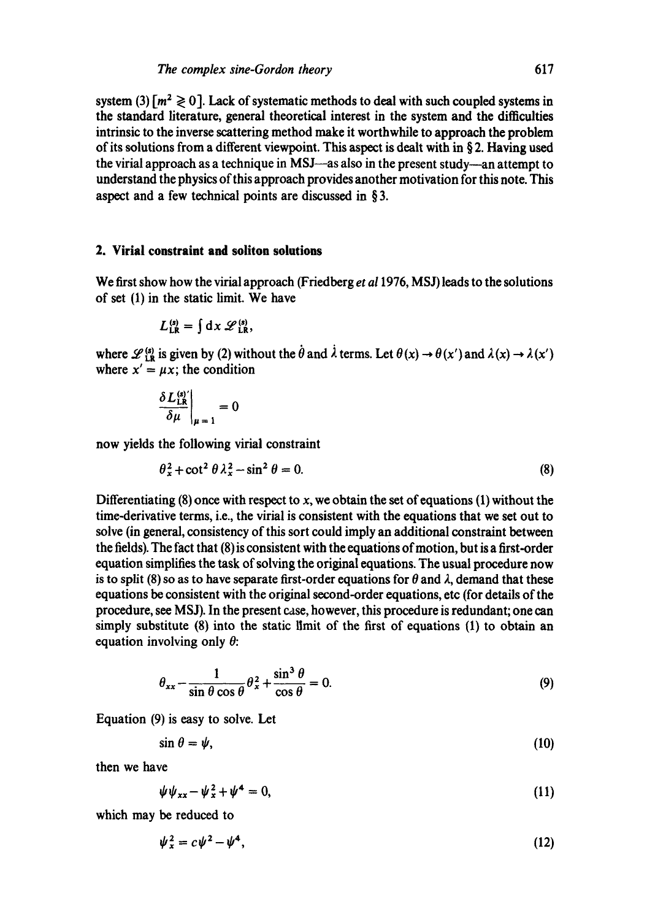system (3) $[m^2 \gtrless 0]$. Lack of systematic methods to deal with such coupled systems in the standard literature, general theoretical interest in the system and the difficulties intrinsic to the inverse scattering method make it worthwhile to approach the problem of its solutions from a different viewpoint. This aspect is dealt with in § 2. Having used the virial approach as a technique in MSJ—as also in the present study—an attempt to understand the physics of this approach provides another motivation for this note. This aspect and a few technical points are discussed in § 3.

## 2. Virial constraint and soliton solutions

We first show how the virial approach (Friedberg *et al* 1976, MSJ) leads to the solutions of set (1) in the static limit. We have

$$L_{\text{LR}}^{(s)} = \int \mathrm{d}x \, \mathscr{L}_{\text{LR}}^{(s)},$$

where $\mathscr{L}_{\text{LR}}^{(s)}$ is given by (2) without the $\dot{\theta}$ and $\dot{\lambda}$ terms. Let $\theta(x) \to \theta(x')$ and $\lambda(x) \to \lambda(x')$ where $x' = \mu x$; the condition

$$\left.\frac{\delta L_{\text{LR}}^{(s)\prime}}{\delta \mu}\right|_{\mu=1} = 0$$

now yields the following virial constraint

$$\theta_x^2 + \cot^2\theta\,\lambda_x^2 - \sin^2\theta = 0. \tag{8}$$

Differentiating (8) once with respect to $x$, we obtain the set of equations (1) without the time-derivative terms, i.e., the virial is consistent with the equations that we set out to solve (in general, consistency of this sort could imply an additional constraint between the fields). The fact that (8) is consistent with the equations of motion, but is a first-order equation simplifies the task of solving the original equations. The usual procedure now is to split (8) so as to have separate first-order equations for $\theta$ and $\lambda$, demand that these equations be consistent with the original second-order equations, etc (for details of the procedure, see MSJ). In the present case, however, this procedure is redundant; one can simply substitute (8) into the static limit of the first of equations (1) to obtain an equation involving only $\theta$:

$$\theta_{xx} - \frac{1}{\sin\theta\cos\theta}\theta_x^2 + \frac{\sin^3\theta}{\cos\theta} = 0. \tag{9}$$

Equation (9) is easy to solve. Let

$$\sin\theta = \psi, \tag{10}$$

then we have

$$\psi\psi_{xx} - \psi_x^2 + \psi^4 = 0, \tag{11}$$

which may be reduced to

$$\psi_x^2 = c\psi^2 - \psi^4, \tag{12}$$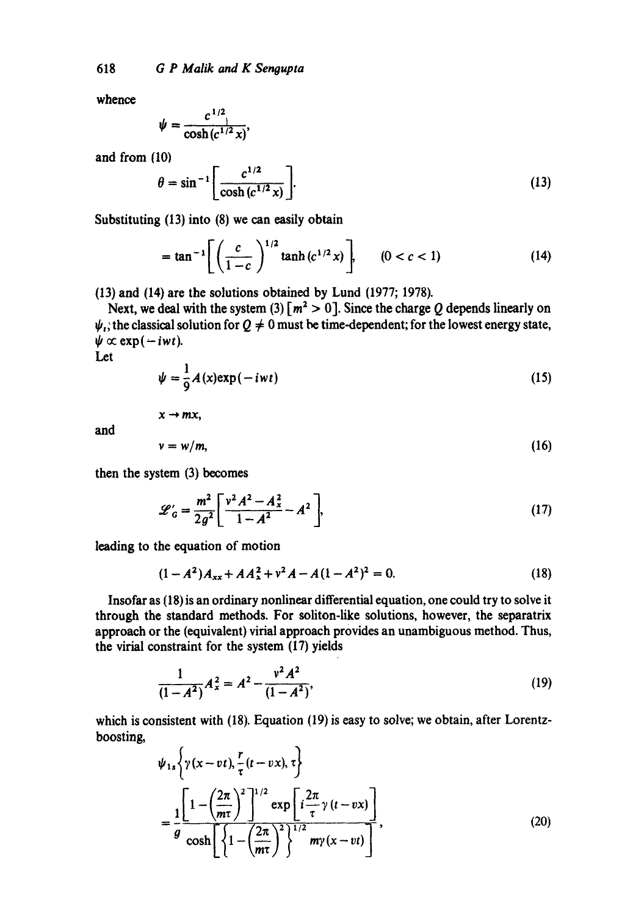whence

$$\psi = \frac{c^{1/2}}{\cosh(c^{1/2}x)},$$

and from (10)

$$\theta = \sin^{-1}\left[\frac{c^{1/2}}{\cosh(c^{1/2}x)}\right]. \tag{13}$$

Substituting (13) into (8) we can easily obtain

$$= \tan^{-1}\left[\left(\frac{c}{1-c}\right)^{1/2}\tanh(c^{1/2}x)\right], \qquad (0 < c < 1) \tag{14}$$

(13) and (14) are the solutions obtained by Lund (1977; 1978).

Next, we deal with the system (3) $[m^2 > 0]$. Since the charge $Q$ depends linearly on $\psi_t$, the classical solution for $Q \neq 0$ must be time-dependent; for the lowest energy state, $\psi \propto \exp(-iwt)$.

Let

$$\psi = \frac{1}{g}A(x)\exp(-iwt) \tag{15}$$

$$x \to mx,$$

and

$$v = w/m, \tag{16}$$

then the system (3) becomes

$$\mathscr{L}'_G = \frac{m^2}{2g^2}\left[\frac{v^2A^2 - A_x^2}{1-A^2} - A^2\right], \tag{17}$$

leading to the equation of motion

$$(1-A^2)A_{xx} + AA_x^2 + v^2A - A(1-A^2)^2 = 0. \tag{18}$$

Insofar as (18) is an ordinary nonlinear differential equation, one could try to solve it through the standard methods. For soliton-like solutions, however, the separatrix approach or the (equivalent) virial approach provides an unambiguous method. Thus, the virial constraint for the system (17) yields

$$\frac{1}{(1-A^2)}A_x^2 = A^2 - \frac{v^2A^2}{(1-A^2)}, \tag{19}$$

which is consistent with (18). Equation (19) is easy to solve; we obtain, after Lorentz-boosting,

$$\psi_{1s}\left\{\gamma(x-vt), \frac{r}{\tau}(t-vx), \tau\right\} = \frac{1}{g}\frac{\left[1-\left(\frac{2\pi}{m\tau}\right)^2\right]^{1/2}\exp\left[i\frac{2\pi}{\tau}\gamma(t-vx)\right]}{\cosh\left[\left\{1-\left(\frac{2\pi}{m\tau}\right)^2\right\}^{1/2}m\gamma(x-vt)\right]}, \tag{20}$$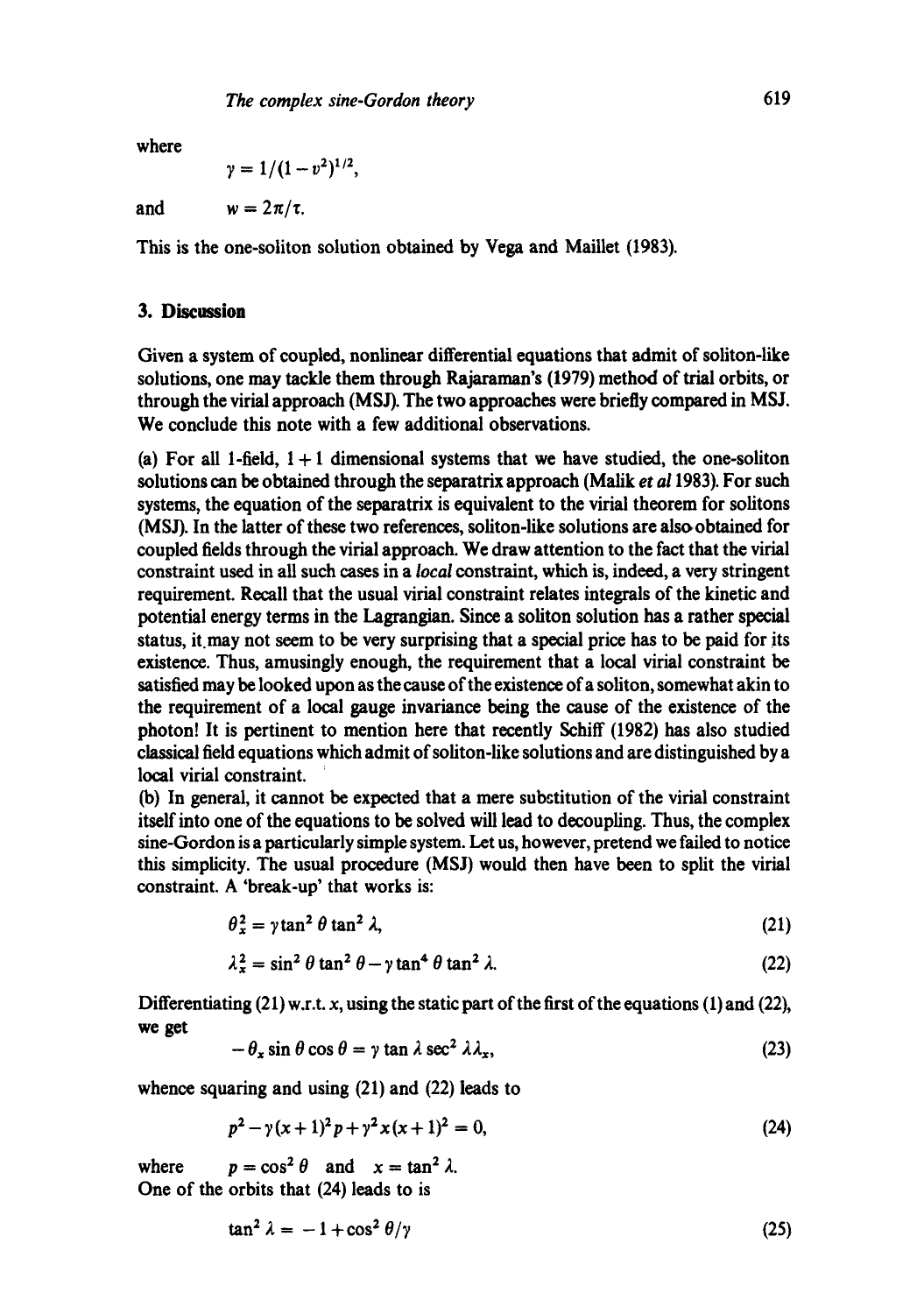where

$$\gamma = 1/(1-v^2)^{1/2},$$

and $\quad w = 2\pi/\tau.$

This is the one-soliton solution obtained by Vega and Maillet (1983).

## 3. Discussion

Given a system of coupled, nonlinear differential equations that admit of soliton-like solutions, one may tackle them through Rajaraman's (1979) method of trial orbits, or through the virial approach (MSJ). The two approaches were briefly compared in MSJ. We conclude this note with a few additional observations.

(a) For all 1-field, $1+1$ dimensional systems that we have studied, the one-soliton solutions can be obtained through the separatrix approach (Malik *et al* 1983). For such systems, the equation of the separatrix is equivalent to the virial theorem for solitons (MSJ). In the latter of these two references, soliton-like solutions are also obtained for coupled fields through the virial approach. We draw attention to the fact that the virial constraint used in all such cases in a *local* constraint, which is, indeed, a very stringent requirement. Recall that the usual virial constraint relates integrals of the kinetic and potential energy terms in the Lagrangian. Since a soliton solution has a rather special status, it may not seem to be very surprising that a special price has to be paid for its existence. Thus, amusingly enough, the requirement that a local virial constraint be satisfied may be looked upon as the cause of the existence of a soliton, somewhat akin to the requirement of a local gauge invariance being the cause of the existence of the photon! It is pertinent to mention here that recently Schiff (1982) has also studied classical field equations which admit of soliton-like solutions and are distinguished by a local virial constraint.

(b) In general, it cannot be expected that a mere substitution of the virial constraint itself into one of the equations to be solved will lead to decoupling. Thus, the complex sine-Gordon is a particularly simple system. Let us, however, pretend we failed to notice this simplicity. The usual procedure (MSJ) would then have been to split the virial constraint. A 'break-up' that works is:

$$\theta_x^2 = \gamma \tan^2 \theta \tan^2 \lambda, \tag{21}$$

$$\lambda_x^2 = \sin^2 \theta \tan^2 \theta - \gamma \tan^4 \theta \tan^2 \lambda. \tag{22}$$

Differentiating (21) w.r.t. $x$, using the static part of the first of the equations (1) and (22), we get

$$-\theta_x \sin\theta \cos\theta = \gamma \tan\lambda \sec^2 \lambda \lambda_x, \tag{23}$$

whence squaring and using (21) and (22) leads to

$$p^2 - \gamma(x+1)^2 p + \gamma^2 x(x+1)^2 = 0, \tag{24}$$

where $\quad p = \cos^2\theta \quad$ and $\quad x = \tan^2\lambda$.
One of the orbits that (24) leads to is

$$\tan^2\lambda = -1 + \cos^2\theta/\gamma \tag{25}$$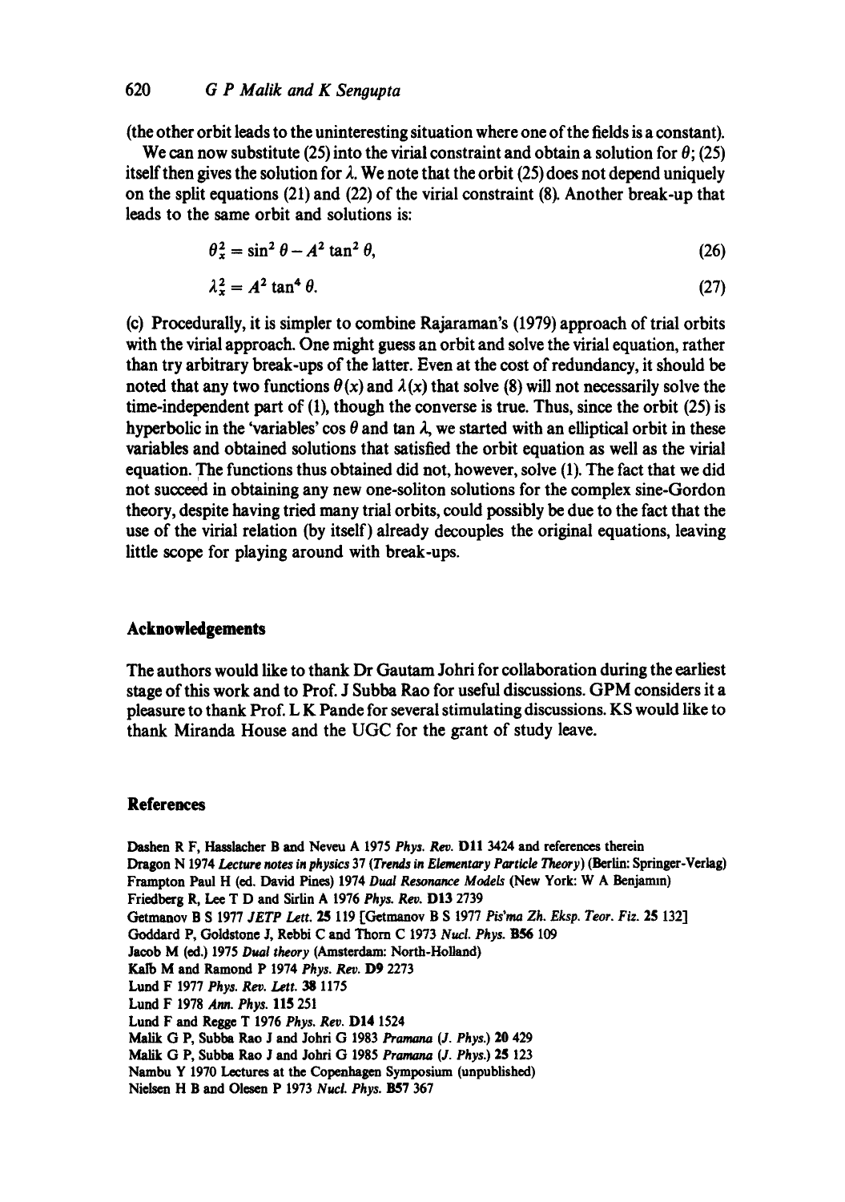(the other orbit leads to the uninteresting situation where one of the fields is a constant).

We can now substitute (25) into the virial constraint and obtain a solution for $\theta$; (25) itself then gives the solution for $\lambda$. We note that the orbit (25) does not depend uniquely on the split equations (21) and (22) of the virial constraint (8). Another break-up that leads to the same orbit and solutions is:

$$\theta_x^2 = \sin^2\theta - A^2 \tan^2\theta, \tag{26}$$

$$\lambda_x^2 = A^2 \tan^4\theta. \tag{27}$$

(c) Procedurally, it is simpler to combine Rajaraman's (1979) approach of trial orbits with the virial approach. One might guess an orbit and solve the virial equation, rather than try arbitrary break-ups of the latter. Even at the cost of redundancy, it should be noted that any two functions $\theta(x)$ and $\lambda(x)$ that solve (8) will not necessarily solve the time-independent part of (1), though the converse is true. Thus, since the orbit (25) is hyperbolic in the 'variables' $\cos\theta$ and $\tan\lambda$, we started with an elliptical orbit in these variables and obtained solutions that satisfied the orbit equation as well as the virial equation. The functions thus obtained did not, however, solve (1). The fact that we did not succeed in obtaining any new one-soliton solutions for the complex sine-Gordon theory, despite having tried many trial orbits, could possibly be due to the fact that the use of the virial relation (by itself) already decouples the original equations, leaving little scope for playing around with break-ups.

## Acknowledgements

The authors would like to thank Dr Gautam Johri for collaboration during the earliest stage of this work and to Prof. J Subba Rao for useful discussions. GPM considers it a pleasure to thank Prof. L K Pande for several stimulating discussions. KS would like to thank Miranda House and the UGC for the grant of study leave.

## References

Dashen R F, Hasslacher B and Neveu A 1975 *Phys. Rev.* **D11** 3424 and references therein

Dragon N 1974 *Lecture notes in physics* 37 (*Trends in Elementary Particle Theory*) (Berlin: Springer-Verlag)

Frampton Paul H (ed. David Pines) 1974 *Dual Resonance Models* (New York: W A Benjamin)

Friedberg R, Lee T D and Sirlin A 1976 *Phys. Rev.* **D13** 2739

Getmanov B S 1977 *JETP Lett.* **25** 119 [Getmanov B S 1977 *Pis'ma Zh. Eksp. Teor. Fiz.* **25** 132]

Goddard P, Goldstone J, Rebbi C and Thorn C 1973 *Nucl. Phys.* **B56** 109

Jacob M (ed.) 1975 *Dual theory* (Amsterdam: North-Holland)

Kalb M and Ramond P 1974 *Phys. Rev.* **D9** 2273

Lund F 1977 *Phys. Rev. Lett.* **38** 1175

Lund F 1978 *Ann. Phys.* **115** 251

Lund F and Regge T 1976 *Phys. Rev.* **D14** 1524

Malik G P, Subba Rao J and Johri G 1983 *Pramana (J. Phys.)* **20** 429

Malik G P, Subba Rao J and Johri G 1985 *Pramana (J. Phys.)* **25** 123

Nambu Y 1970 Lectures at the Copenhagen Symposium (unpublished)

Nielsen H B and Olesen P 1973 *Nucl. Phys.* **B57** 367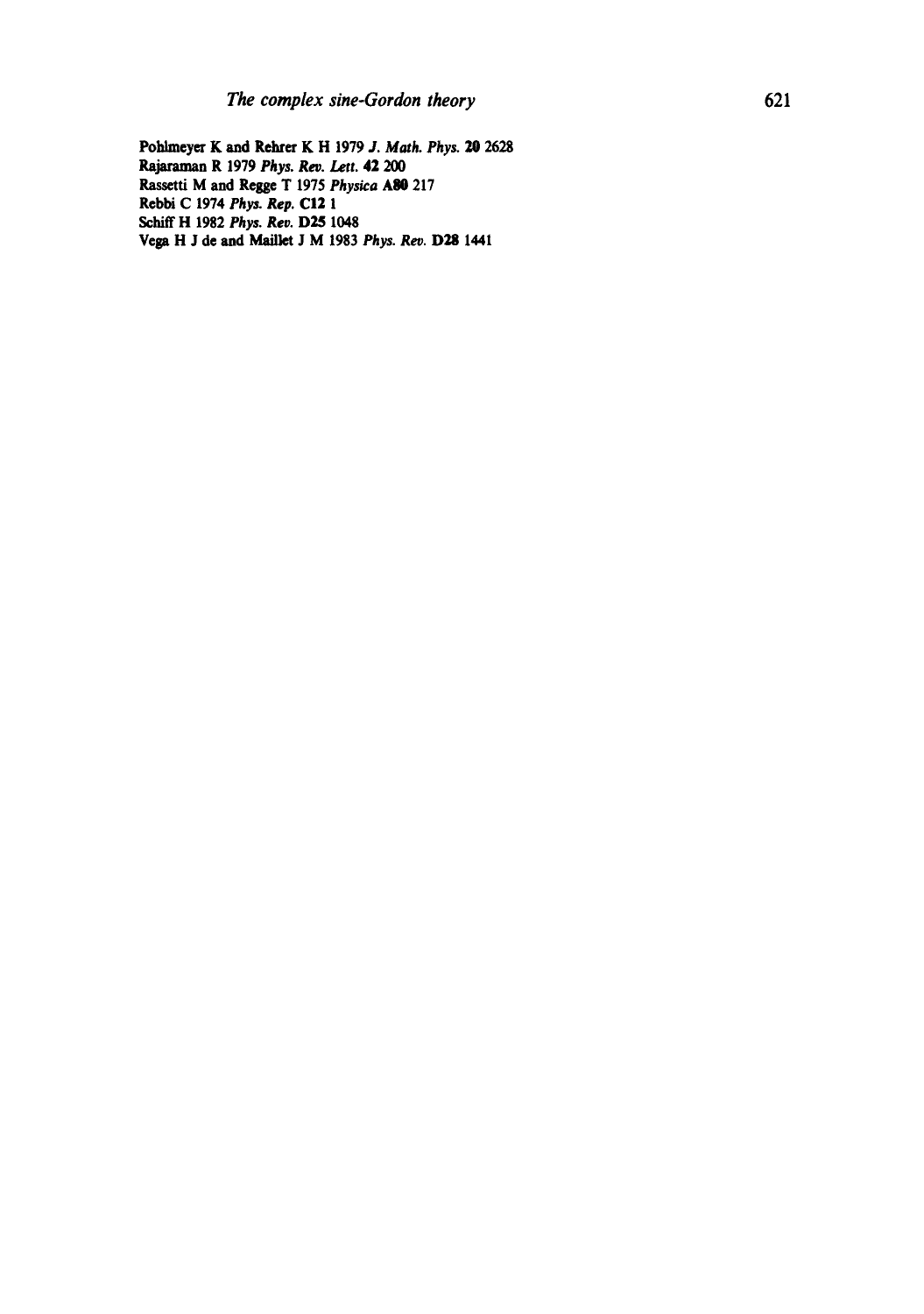Pohlmeyer K and Rehrer K H 1979 *J. Math. Phys.* **20** 2628
Rajaraman R 1979 *Phys. Rev. Lett.* **42** 200
Rassetti M and Regge T 1975 *Physica* **A80** 217
Rebbi C 1974 *Phys. Rep.* **C12** 1
Schiff H 1982 *Phys. Rev.* **D25** 1048
Vega H J de and Maillet J M 1983 *Phys. Rev.* **D28** 1441